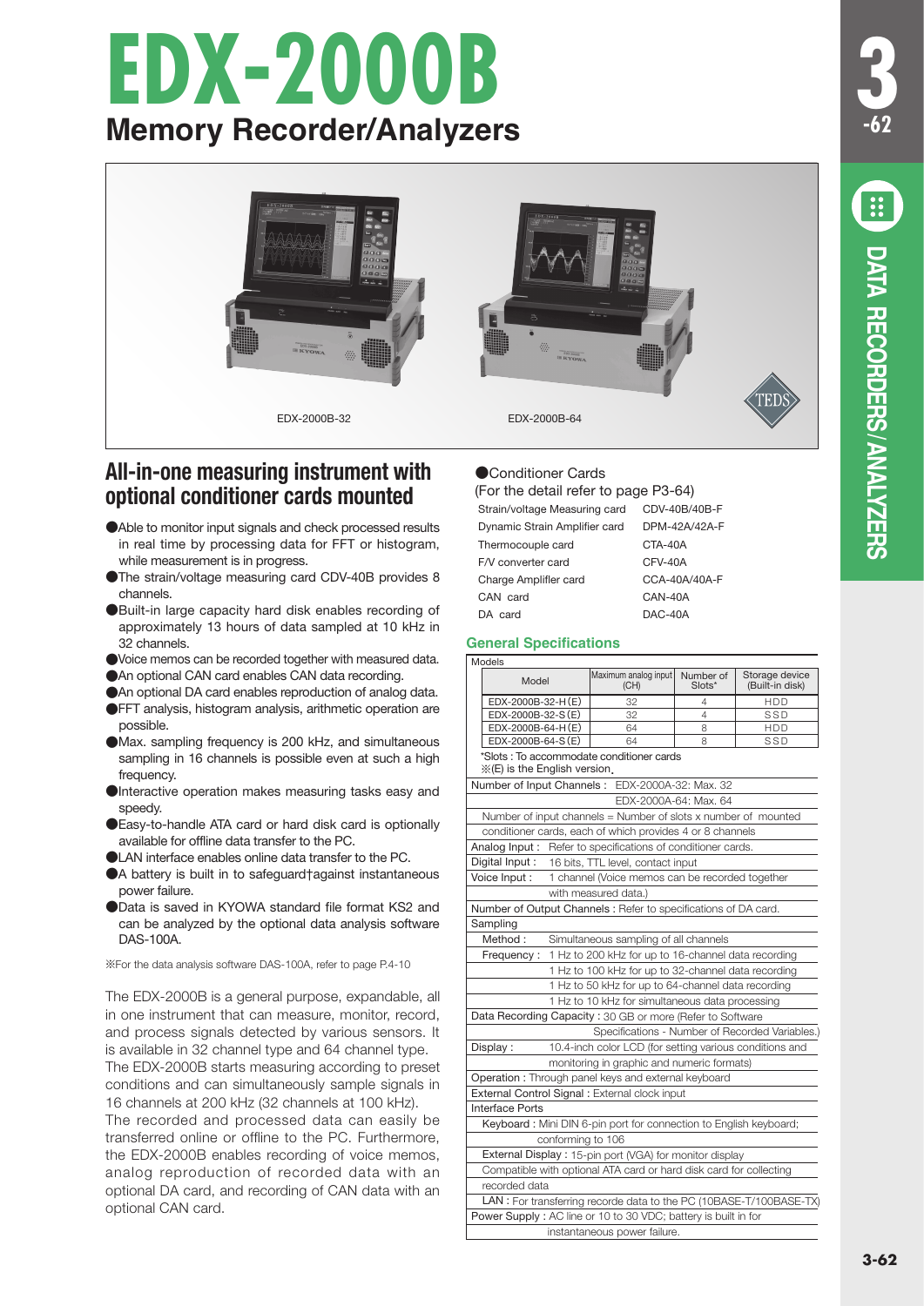# EDX-2000B

## Memory Recorder/Analyzers

EDX-2000B-32

EDX-2000B-64

## All-in-one measuring instrument with optional conditioner cards mounted

- ●Able to monitor input signals and check processed results in real time by processing data for FFT or histogram, while measurement is in progress.
- ●The strain/voltage measuring card CDV-40B provides 8 channels.
- ●Built-in large capacity hard disk enables recording of approximately 13 hours of data sampled at 10 kHz in 32 channels.
- ●Voice memos can be recorded together with measured data.
- ●An optional CAN card enables CAN data recording.
- ●An optional DA card enables reproduction of analog data.
- ●FFT analysis, histogram analysis, arithmetic operation are possible.
- ●Max. sampling frequency is 200 kHz, and simultaneous sampling in 16 channels is possible even at such a high frequency.
- ●Interactive operation makes measuring tasks easy and speedy.
- ●Easy-to-handle ATA card or hard disk card is optionally available for offline data transfer to the PC.
- ●LAN interface enables online data transfer to the PC.
- ●A battery is built in to safeguard†against instantaneous power failure.
- ●Data is saved in KYOWA standard file format KS2 and can be analyzed by the optional data analysis software DAS-100A.

※For the data analysis software DAS-100A, refer to page P.4-10

The EDX-2000B is a general purpose, expandable, all in one instrument that can measure, monitor, record, and process signals detected by various sensors. It is available in 32 channel type and 64 channel type. The EDX-2000B starts measuring according to preset conditions and can simultaneously sample signals in 16 channels at 200 kHz (32 channels at 100 kHz). The recorded and processed data can easily be transferred online or offline to the PC. Furthermore, the EDX-2000B enables recording of voice memos, analog reproduction of recorded data with an optional DA card, and recording of CAN data with an optional CAN card.

●Conditioner Cards
(For the detail refer to page P3-64)

| | |
|---|---|
| Strain/voltage Measuring card | CDV-40B/40B-F |
| Dynamic Strain Amplifier card | DPM-42A/42A-F |
| Thermocouple card | CTA-40A |
| F/V converter card | CFV-40A |
| Charge Amplifier card | CCA-40A/40A-F |
| CAN card | CAN-40A |
| DA card | DAC-40A |

### General Specifications

Models

| Model | Maximum analog input (CH) | Number of Slots* | Storage device (Built-in disk) |
|---|---|---|---|
| EDX-2000B-32-H (E) | 32 | 4 | HDD |
| EDX-2000B-32-S (E) | 32 | 4 | SSD |
| EDX-2000B-64-H (E) | 64 | 8 | HDD |
| EDX-2000B-64-S (E) | 64 | 8 | SSD |

*Slots : To accommodate conditioner cards
※(E) is the English version.

Number of Input Channels : EDX-2000A-32: Max. 32
EDX-2000A-64: Max. 64
Number of input channels = Number of slots x number of mounted conditioner cards, each of which provides 4 or 8 channels

Analog Input : Refer to specifications of conditioner cards.

Digital Input : 16 bits, TTL level, contact input

Voice Input : 1 channel (Voice memos can be recorded together with measured data.)

Number of Output Channels : Refer to specifications of DA card.

Sampling
- Method : Simultaneous sampling of all channels
- Frequency : 1 Hz to 200 kHz for up to 16-channel data recording
  1 Hz to 100 kHz for up to 32-channel data recording
  1 Hz to 50 kHz for up to 64-channel data recording
  1 Hz to 10 kHz for simultaneous data processing

Data Recording Capacity : 30 GB or more (Refer to Software Specifications - Number of Recorded Variables.)

Display : 10.4-inch color LCD (for setting various conditions and monitoring in graphic and numeric formats)

Operation : Through panel keys and external keyboard

External Control Signal : External clock input

Interface Ports
- Keyboard : Mini DIN 6-pin port for connection to English keyboard; conforming to 106
- External Display : 15-pin port (VGA) for monitor display
- Compatible with optional ATA card or hard disk card for collecting recorded data
- LAN : For transferring recorde data to the PC (10BASE-T/100BASE-TX)

Power Supply : AC line or 10 to 30 VDC; battery is built in for instantaneous power failure.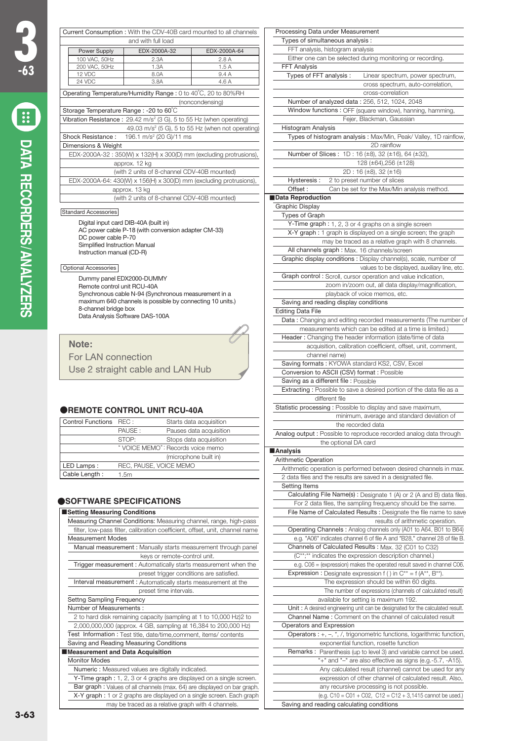Current Consumption : With the CDV-40B card mounted to all channels and with full load

| Power Supply | EDX-2000A-32 | EDX-2000A-64 |
|---|---|---|
| 100 VAC, 50Hz | 2.3A | 2.8 A |
| 200 VAC, 50Hz | 1.3A | 1.5 A |
| 12 VDC | 8.0A | 9.4 A |
| 24 VDC | 3.8A | 4.6 A |

Operating Temperature/Humidity Range : 0 to 40˚C, 20 to 80%RH (noncondensing)

Storage Temperature Range : -20 to 60˚C

Vibration Resistance : 29.42 m/s² (3 G), 5 to 55 Hz (when operating)
49.03 m/s² (5 G), 5 to 55 Hz (when not operating)

Shock Resistance : 196.1 m/s² (20 G)/11 ms

Dimensions & Weight

EDX-2000A-32 : 350(W) x 132(H) x 300(D) mm (excluding protrusions), approx. 12 kg (with 2 units of 8-channel CDV-40B mounted)

EDX-2000A-64: 430(W) x 156(H) x 300(D) mm (excluding protrusions), approx. 13 kg (with 2 units of 8-channel CDV-40B mounted)

Standard Accessories

- Digital input card DIB-40A (built in)
- AC power cable P-18 (with conversion adapter CM-33)
- DC power cable P-70
- Simplified Instruction Manual
- Instruction manual (CD-R)

Optional Accessories

- Dummy panel EDX2000-DUMMY
- Remote control unit RCU-40A
- Synchronous cable N-94 (Synchronous measurement in a maximum 640 channels is possible by connecting 10 units.)
- 8-channel bridge box
- Data Analysis Software DAS-100A

**Note:**
For LAN connection
Use 2 straight cable and LAN Hub

## ●REMOTE CONTROL UNIT RCU-40A

| | | |
|---|---|---|
| Control Functions | REC : | Starts data acquisition |
| | PAUSE : | Pauses data acquisition |
| | STOP: | Stops data acquisition |
| | "VOICE MEMO" : | Records voice memo (microphone built in) |
| LED Lamps : | REC, PAUSE, VOICE MEMO | |
| Cable Length : | 1.5m | |

## ●SOFTWARE SPECIFICATIONS

### ■Setting Measuring Conditions

Measuring Channel Conditions: Measuring channel, range, high-pass filter, low-pass filter, calibration coefficient, offset, unit, channel name

Measurement Modes
- Manual measurement : Manually starts measurement through panel keys or remote-control unit.
- Trigger measurement : Automatically starts measurement when the preset trigger conditions are satisfied.
- Interval measurement : Automatically starts measurement at the preset time intervals.

Settng Sampling Frequency

Number of Measurements :
2 to hard disk remaining capacity (sampling at 1 to 10,000 Hz)2 to 2,000,000,000 (approx. 4 GB, sampling at 16,384 to 200,000 Hz)

Test Information : Test title, date/time,comment, items/ contents

Saving and Reading Measuring Conditions

### ■Measurement and Data Acquisition

Monitor Modes
- Numeric : Measured values are digitally indicated.
- Y-Time graph : 1, 2, 3 or 4 graphs are displayed on a single screen.
- Bar graph : Values of all channels (max. 64) are displayed on bar graph.
- X-Y graph : 1 or 2 graphs are displayed on a single screen. Each graph may be traced as a relative graph with 4 channels.

Processing Data under Measurement
- Types of simultaneous analysis :
  - FFT analysis, histogram analysis
  - Either one can be selected during monitoring or recording.
- FFT Analysis
  - Types of FFT analysis : Linear spectrum, power spectrum, cross spectrum, auto-correlation, cross-correlation
  - Number of analyzed data : 256, 512, 1024, 2048
  - Window functions : OFF (square window), hanning, hamming, Fejer, Blackman, Gaussian
- Histogram Analysis
  - Types of histogram analysis : Max/Min, Peak/ Valley, 1D rainflow, 2D rainflow
  - Number of Slices : 1D : 16 (±8), 32 (±16), 64 (±32), 128 (±64),256 (±128)
    2D : 16 (±8), 32 (±16)
  - Hysteresis : 2 to preset number of slices
  - Offset : Can be set for the Max/Min analysis method.

### ■Data Reproduction

Graphic Display
- Types of Graph
  - Y-Time graph : 1, 2, 3 or 4 graphs on a single screen
  - X-Y graph : 1 graph is displayed on a single screen; the graph may be traced as a relative graph with 8 channels.
  - All channels graph : Max. 16 channels/screen
- Graphic display conditions : Display channel(s), scale, number of values to be displayed, auxiliary line, etc.
- Graph control : Scroll, cursor operation and value indication, zoom in/zoom out, all data display/magnification, playback of voice memos, etc.
- Saving and reading display conditions

Editing Data File
- Data : Changing and editing recorded measurements (The number of measurements which can be edited at a time is limited.)
- Header : Changing the header information (date/time of data acquisition, calibration coefficient, offset, unit, comment, channel name)
- Saving formats : KYOWA standard KS2, CSV, Excel
- Conversion to ASCII (CSV) format : Possible
- Saving as a different file : Possible
- Extracting : Possible to save a desired portion of the data file as a different file

Statistic processing : Possible to display and save maximum, minimum, average and standard deviation of the recorded data

Analog output : Possible to reproduce recorded analog data through the optional DA card

### ■Analysis

Arithmetic Operation
- Arithmetic operation is performed between desired channels in max. 2 data files and the results are saved in a designated file.
- Setting Items
  - Calculating File Name(s) : Designate 1 (A) or 2 (A and B) data files. For 2 data files, the sampling frequency should be the same.
  - File Name of Calculated Results : Designate the file name to save results of arithmetic operation.
  - Operating Channels : Analog channels only (A01 to A64, B01 to B64) e.g. "A06" indicates channel 6 of file A and "B28," channel 28 of file B.
  - Channels of Calculated Results : Max. 32 (C01 to C32) (C**;** indicates the expression description channel.) e.g. C06 = (expression) makes the operated result saved in channel C06.
  - Expression : Designate expression f ( ) in C** = f (A**, B**). The expression should be within 60 digits. The number of expressions (channels of calculated result) available for setting is maximum 192.
  - Unit : A desired engineering unit can be designated for the calculated result.
  - Channel Name : Comment on the channel of calculated result
- Operators and Expression
  - Operators : +, –, *, /, trigonometric functions, logarithmic function, exponential function, rosette function
  - Remarks : Parenthesis (up to level 3) and variable cannot be used. "+" and "–" are also effective as signs (e.g.-5.7, -A15). Any calculated result (channel) cannot be used for any expression of other channel of calculated result. Also, any recursive processing is not possible. (e.g. C10 = C01 + C02, C12 = C12 + 3,1415 cannot be used.)
- Saving and reading calculating conditions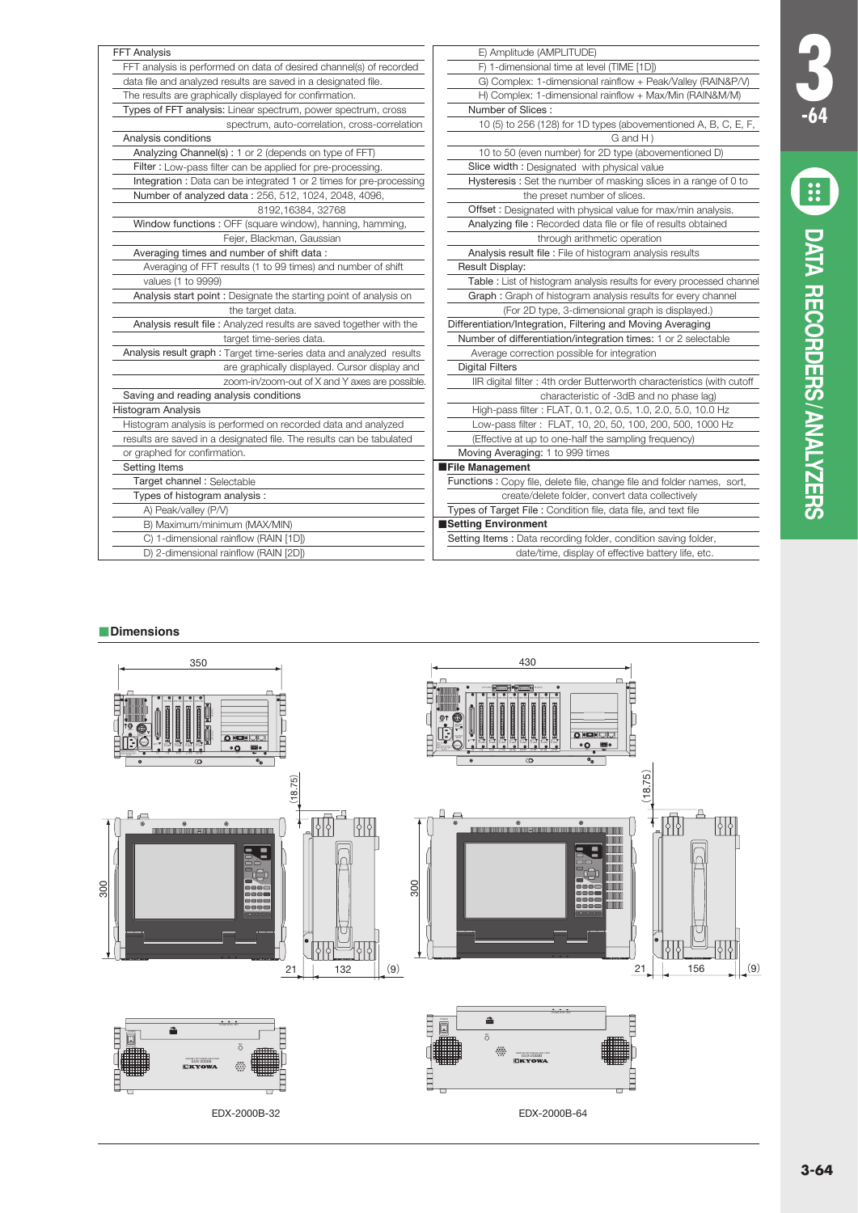FFT Analysis

FFT analysis is performed on data of desired channel(s) of recorded data file and analyzed results are saved in a designated file. The results are graphically displayed for confirmation.

Types of FFT analysis: Linear spectrum, power spectrum, cross spectrum, auto-correlation, cross-correlation

Analysis conditions

- Analyzing Channel(s) : 1 or 2 (depends on type of FFT)
- Filter : Low-pass filter can be applied for pre-processing.
- Integration : Data can be integrated 1 or 2 times for pre-processing
- Number of analyzed data : 256, 512, 1024, 2048, 4096, 8192,16384, 32768
- Window functions : OFF (square window), hanning, hamming, Fejer, Blackman, Gaussian
- Averaging times and number of shift data :
  - Averaging of FFT results (1 to 99 times) and number of shift values (1 to 9999)
- Analysis start point : Designate the starting point of analysis on the target data.
- Analysis result file : Analyzed results are saved together with the target time-series data.

Analysis result graph : Target time-series data and analyzed results are graphically displayed. Cursor display and zoom-in/zoom-out of X and Y axes are possible.

Saving and reading analysis conditions

Histogram Analysis

Histogram analysis is performed on recorded data and analyzed results are saved in a designated file. The results can be tabulated or graphed for confirmation.

Setting Items

- Target channel : Selectable
- Types of histogram analysis :
  - A) Peak/valley (P/V)
  - B) Maximum/minimum (MAX/MIN)
  - C) 1-dimensional rainflow (RAIN [1D])
  - D) 2-dimensional rainflow (RAIN [2D])
  - E) Amplitude (AMPLITUDE)
  - F) 1-dimensional time at level (TIME [1D])
  - G) Complex: 1-dimensional rainflow + Peak/Valley (RAIN&P/V)
  - H) Complex: 1-dimensional rainflow + Max/Min (RAIN&M/M)
- Number of Slices :
  - 10 (5) to 256 (128) for 1D types (abovementioned A, B, C, E, F, G and H )
  - 10 to 50 (even number) for 2D type (abovementioned D)
- Slice width : Designated with physical value
- Hysteresis : Set the number of masking slices in a range of 0 to the preset number of slices.
- Offset : Designated with physical value for max/min analysis.
- Analyzing file : Recorded data file or file of results obtained through arithmetic operation
- Analysis result file : File of histogram analysis results

Result Display:

- Table : List of histogram analysis results for every processed channel
- Graph : Graph of histogram analysis results for every channel (For 2D type, 3-dimensional graph is displayed.)

Differentiation/Integration, Filtering and Moving Averaging

- Number of differentiation/integration times: 1 or 2 selectable
  - Average correction possible for integration
- Digital Filters
  - IIR digital filter : 4th order Butterworth characteristics (with cutoff characteristic of -3dB and no phase lag)
  - High-pass filter : FLAT, 0.1, 0.2, 0.5, 1.0, 2.0, 5.0, 10.0 Hz
  - Low-pass filter : FLAT, 10, 20, 50, 100, 200, 500, 1000 Hz
  - (Effective at up to one-half the sampling frequency)
- Moving Averaging: 1 to 999 times

## File Management

Functions : Copy file, delete file, change file and folder names, sort, create/delete folder, convert data collectively

Types of Target File : Condition file, data file, and text file

## Setting Environment

Setting Items : Data recording folder, condition saving folder, date/time, display of effective battery life, etc.

## Dimensions

350

430

(18.75)

(18.75)

300

300

21

132

(9)

21

156

(9)

EDX-2000B-32

EDX-2000B-64